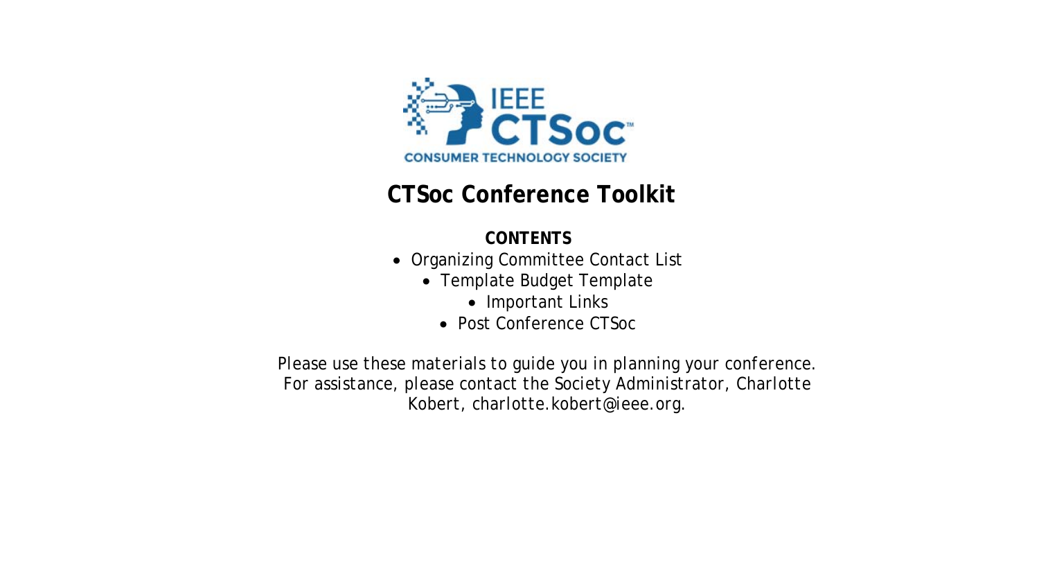# CTSoc Conference Toolkit

**CONTENTS**

- Organizing Committee Contact List
- Template Budget Template
- Important Links
- Post Conference CTSoc

Please use these materials to guide you in planning your conference. For assistance, please contact the Society Administrator, Charlotte Kobert, charlotte.kobert@ieee.org.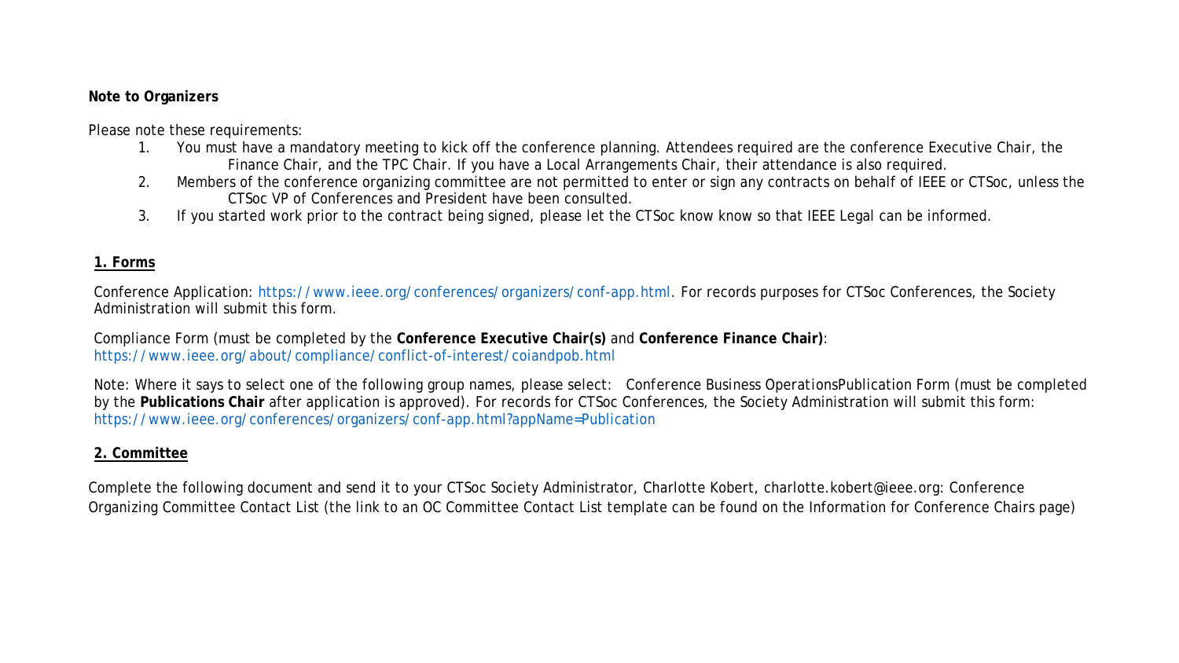**Note to Organizers**

Please note these requirements:

1. You must have a mandatory meeting to kick off the conference planning. Attendees required are the conference Executive Chair, the Finance Chair, and the TPC Chair. If you have a Local Arrangements Chair, their attendance is also required.
2. Members of the conference organizing committee are not permitted to enter or sign any contracts on behalf of IEEE or CTSoc, unless the CTSoc VP of Conferences and President have been consulted.
3. If you started work prior to the contract being signed, please let the CTSoc know know so that IEEE Legal can be informed.

## 1. Forms

Conference Application: https://www.ieee.org/conferences/organizers/conf-app.html. For records purposes for CTSoc Conferences, the Society Administration will submit this form.

Compliance Form (must be completed by the **Conference Executive Chair(s)** and **Conference Finance Chair)**: https://www.ieee.org/about/compliance/conflict-of-interest/coiandpob.html

Note: Where it says to select one of the following group names, please select: Conference Business OperationsPublication Form (must be completed by the **Publications Chair** after application is approved). For records for CTSoc Conferences, the Society Administration will submit this form: https://www.ieee.org/conferences/organizers/conf-app.html?appName=Publication

## 2. Committee

Complete the following document and send it to your CTSoc Society Administrator, Charlotte Kobert, charlotte.kobert@ieee.org: Conference Organizing Committee Contact List (the link to an OC Committee Contact List template can be found on the Information for Conference Chairs page)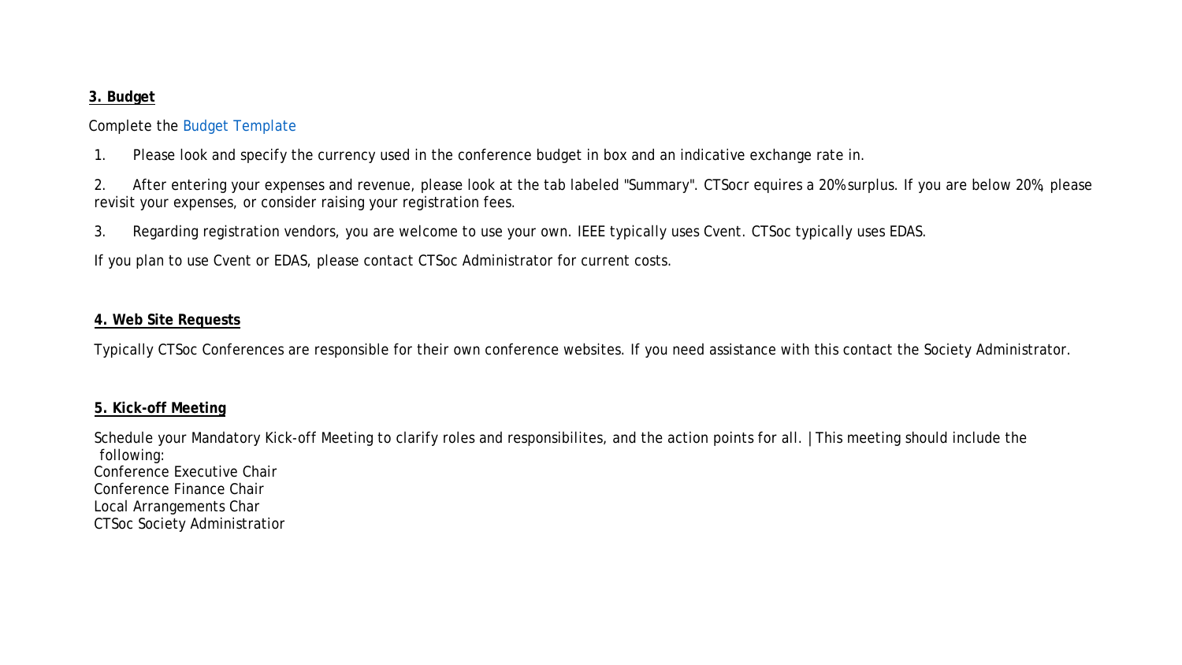**3. Budget**

Complete the Budget Template

1. Please look and specify the currency used in the conference budget in box and an indicative exchange rate in.

2. After entering your expenses and revenue, please look at the tab labeled "Summary". CTSocr equires a 20% surplus. If you are below 20%, please revisit your expenses, or consider raising your registration fees.

3. Regarding registration vendors, you are welcome to use your own. IEEE typically uses Cvent. CTSoc typically uses EDAS.

If you plan to use Cvent or EDAS, please contact CTSoc Administrator for current costs.

**4. Web Site Requests**

Typically CTSoc Conferences are responsible for their own conference websites. If you need assistance with this contact the Society Administrator.

**5. Kick-off Meeting**

Schedule your Mandatory Kick-off Meeting to clarify roles and responsibilites, and the action points for all. | This meeting should include the following:
Conference Executive Chair
Conference Finance Chair
Local Arrangements Char
CTSoc Society Administratior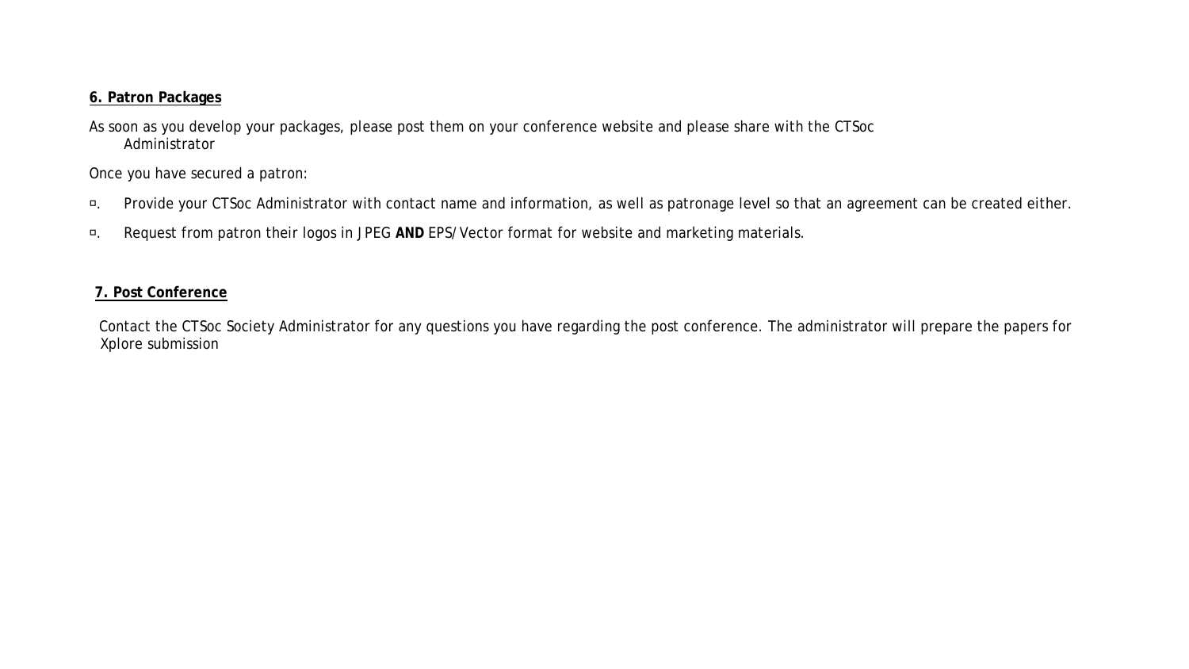**6. Patron Packages**

As soon as you develop your packages, please post them on your conference website and please share with the CTSoc Administrator

Once you have secured a patron:

- Provide your CTSoc Administrator with contact name and information, as well as patronage level so that an agreement can be created either.
- Request from patron their logos in JPEG **AND** EPS/Vector format for website and marketing materials.

**7. Post Conference**

Contact the CTSoc Society Administrator for any questions you have regarding the post conference. The administrator will prepare the papers for Xplore submission